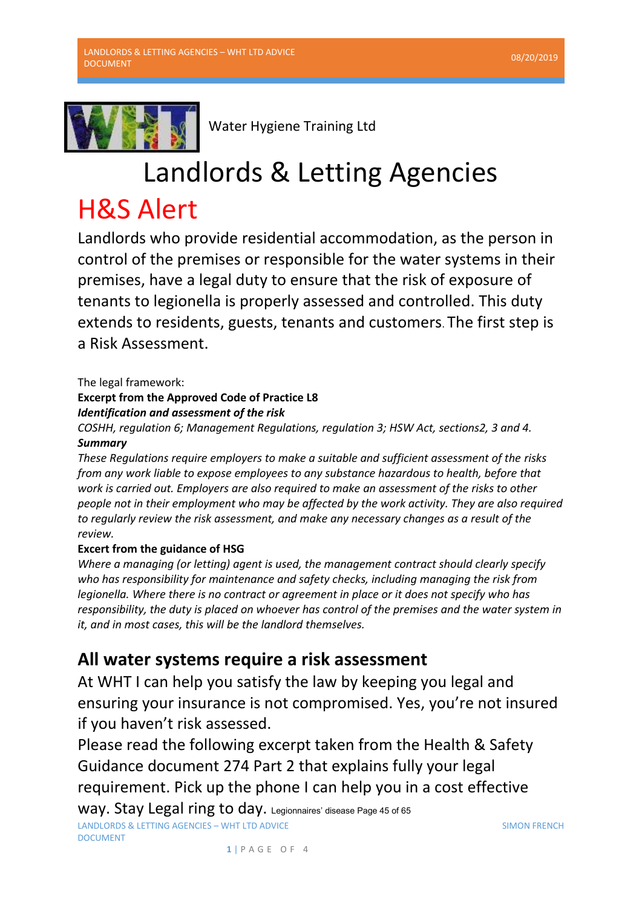Water Hygiene Training Ltd

# Landlords & Letting Agencies

# H&S Alert

Landlords who provide residential accommodation, as the person in control of the premises or responsible for the water systems in their premises, have a legal duty to ensure that the risk of exposure of tenants to legionella is properly assessed and controlled. This duty extends to residents, guests, tenants and customers. The first step is a Risk Assessment.

The legal framework:

**Excerpt from the Approved Code of Practice L8**

***Identification and assessment of the risk***

*COSHH, regulation 6; Management Regulations, regulation 3; HSW Act, sections2, 3 and 4.*

***Summary***

*These Regulations require employers to make a suitable and sufficient assessment of the risks from any work liable to expose employees to any substance hazardous to health, before that work is carried out. Employers are also required to make an assessment of the risks to other people not in their employment who may be affected by the work activity. They are also required to regularly review the risk assessment, and make any necessary changes as a result of the review.*

**Excert from the guidance of HSG**

*Where a managing (or letting) agent is used, the management contract should clearly specify who has responsibility for maintenance and safety checks, including managing the risk from legionella. Where there is no contract or agreement in place or it does not specify who has responsibility, the duty is placed on whoever has control of the premises and the water system in it, and in most cases, this will be the landlord themselves.*

## All water systems require a risk assessment

At WHT I can help you satisfy the law by keeping you legal and ensuring your insurance is not compromised. Yes, you're not insured if you haven't risk assessed.

Please read the following excerpt taken from the Health & Safety Guidance document 274 Part 2 that explains fully your legal requirement. Pick up the phone I can help you in a cost effective way. Stay Legal ring to day. Legionnaires' disease Page 45 of 65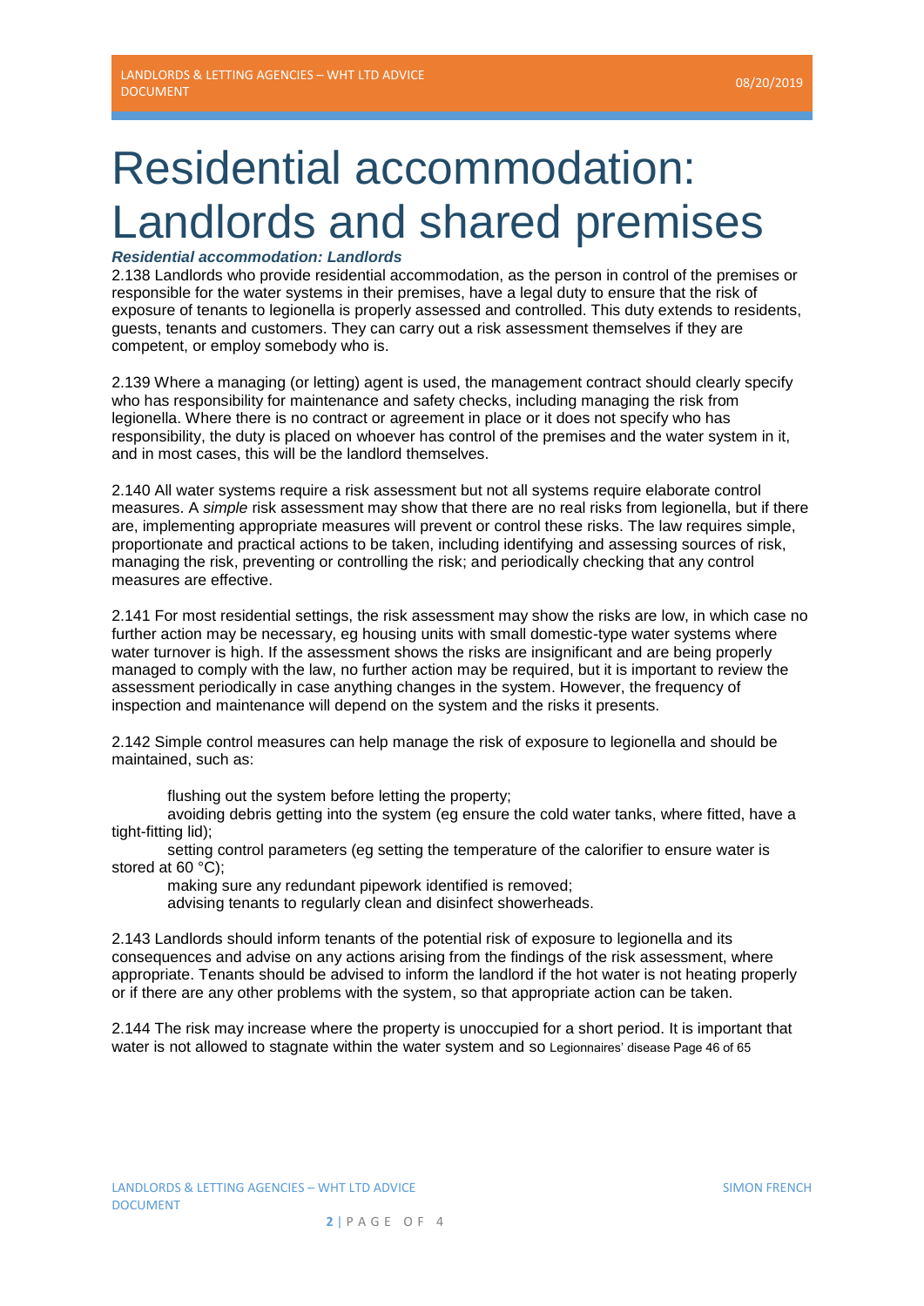// Wait—need plain output.

# Residential accommodation: Landlords and shared premises

***Residential accommodation: Landlords***

2.138 Landlords who provide residential accommodation, as the person in control of the premises or responsible for the water systems in their premises, have a legal duty to ensure that the risk of exposure of tenants to legionella is properly assessed and controlled. This duty extends to residents, guests, tenants and customers. They can carry out a risk assessment themselves if they are competent, or employ somebody who is.

2.139 Where a managing (or letting) agent is used, the management contract should clearly specify who has responsibility for maintenance and safety checks, including managing the risk from legionella. Where there is no contract or agreement in place or it does not specify who has responsibility, the duty is placed on whoever has control of the premises and the water system in it, and in most cases, this will be the landlord themselves.

2.140 All water systems require a risk assessment but not all systems require elaborate control measures. A *simple* risk assessment may show that there are no real risks from legionella, but if there are, implementing appropriate measures will prevent or control these risks. The law requires simple, proportionate and practical actions to be taken, including identifying and assessing sources of risk, managing the risk, preventing or controlling the risk; and periodically checking that any control measures are effective.

2.141 For most residential settings, the risk assessment may show the risks are low, in which case no further action may be necessary, eg housing units with small domestic-type water systems where water turnover is high. If the assessment shows the risks are insignificant and are being properly managed to comply with the law, no further action may be required, but it is important to review the assessment periodically in case anything changes in the system. However, the frequency of inspection and maintenance will depend on the system and the risks it presents.

2.142 Simple control measures can help manage the risk of exposure to legionella and should be maintained, such as:

- flushing out the system before letting the property;
- avoiding debris getting into the system (eg ensure the cold water tanks, where fitted, have a tight-fitting lid);
- setting control parameters (eg setting the temperature of the calorifier to ensure water is stored at 60 °C);
- making sure any redundant pipework identified is removed;
- advising tenants to regularly clean and disinfect showerheads.

2.143 Landlords should inform tenants of the potential risk of exposure to legionella and its consequences and advise on any actions arising from the findings of the risk assessment, where appropriate. Tenants should be advised to inform the landlord if the hot water is not heating properly or if there are any other problems with the system, so that appropriate action can be taken.

2.144 The risk may increase where the property is unoccupied for a short period. It is important that water is not allowed to stagnate within the water system and so Legionnaires' disease Page 46 of 65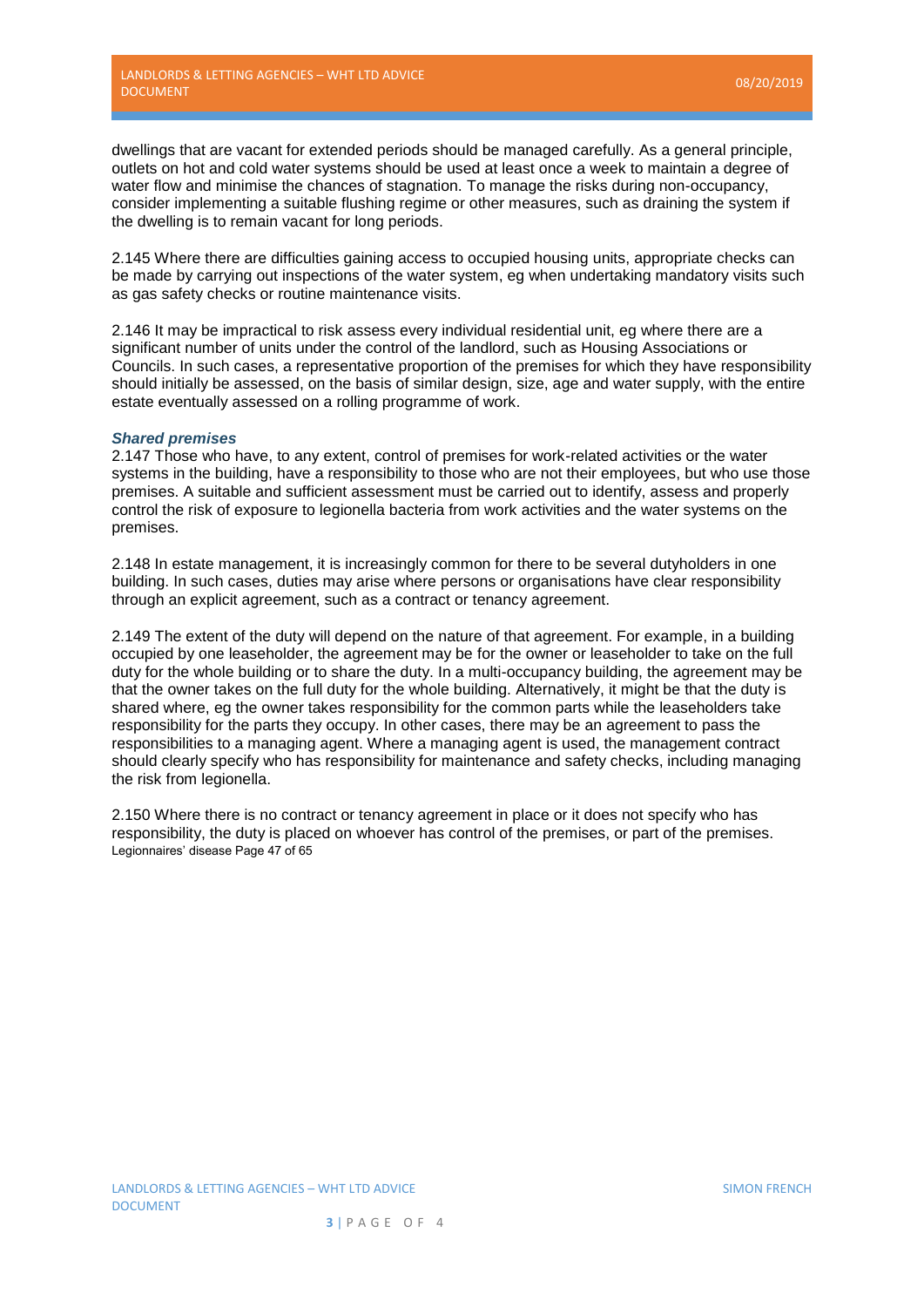dwellings that are vacant for extended periods should be managed carefully. As a general principle, outlets on hot and cold water systems should be used at least once a week to maintain a degree of water flow and minimise the chances of stagnation. To manage the risks during non-occupancy, consider implementing a suitable flushing regime or other measures, such as draining the system if the dwelling is to remain vacant for long periods.

2.145 Where there are difficulties gaining access to occupied housing units, appropriate checks can be made by carrying out inspections of the water system, eg when undertaking mandatory visits such as gas safety checks or routine maintenance visits.

2.146 It may be impractical to risk assess every individual residential unit, eg where there are a significant number of units under the control of the landlord, such as Housing Associations or Councils. In such cases, a representative proportion of the premises for which they have responsibility should initially be assessed, on the basis of similar design, size, age and water supply, with the entire estate eventually assessed on a rolling programme of work.

***Shared premises***

2.147 Those who have, to any extent, control of premises for work-related activities or the water systems in the building, have a responsibility to those who are not their employees, but who use those premises. A suitable and sufficient assessment must be carried out to identify, assess and properly control the risk of exposure to legionella bacteria from work activities and the water systems on the premises.

2.148 In estate management, it is increasingly common for there to be several dutyholders in one building. In such cases, duties may arise where persons or organisations have clear responsibility through an explicit agreement, such as a contract or tenancy agreement.

2.149 The extent of the duty will depend on the nature of that agreement. For example, in a building occupied by one leaseholder, the agreement may be for the owner or leaseholder to take on the full duty for the whole building or to share the duty. In a multi-occupancy building, the agreement may be that the owner takes on the full duty for the whole building. Alternatively, it might be that the duty is shared where, eg the owner takes responsibility for the common parts while the leaseholders take responsibility for the parts they occupy. In other cases, there may be an agreement to pass the responsibilities to a managing agent. Where a managing agent is used, the management contract should clearly specify who has responsibility for maintenance and safety checks, including managing the risk from legionella.

2.150 Where there is no contract or tenancy agreement in place or it does not specify who has responsibility, the duty is placed on whoever has control of the premises, or part of the premises.
Legionnaires' disease Page 47 of 65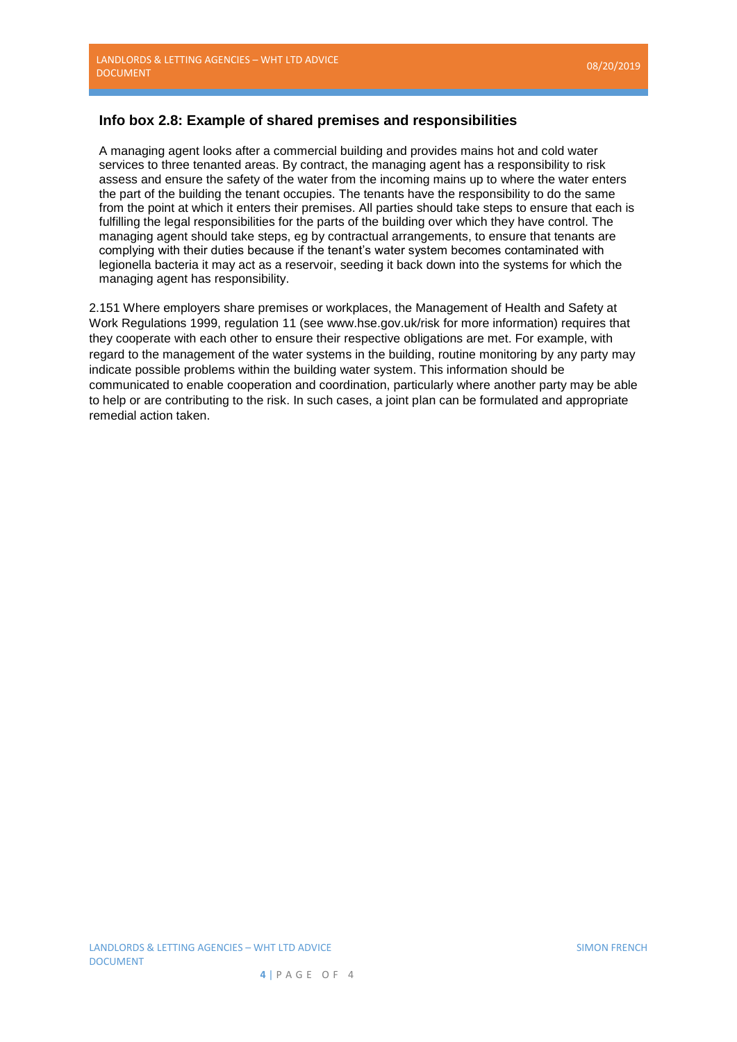### Info box 2.8: Example of shared premises and responsibilities

A managing agent looks after a commercial building and provides mains hot and cold water services to three tenanted areas. By contract, the managing agent has a responsibility to risk assess and ensure the safety of the water from the incoming mains up to where the water enters the part of the building the tenant occupies. The tenants have the responsibility to do the same from the point at which it enters their premises. All parties should take steps to ensure that each is fulfilling the legal responsibilities for the parts of the building over which they have control. The managing agent should take steps, eg by contractual arrangements, to ensure that tenants are complying with their duties because if the tenant's water system becomes contaminated with legionella bacteria it may act as a reservoir, seeding it back down into the systems for which the managing agent has responsibility.

2.151 Where employers share premises or workplaces, the Management of Health and Safety at Work Regulations 1999, regulation 11 (see www.hse.gov.uk/risk for more information) requires that they cooperate with each other to ensure their respective obligations are met. For example, with regard to the management of the water systems in the building, routine monitoring by any party may indicate possible problems within the building water system. This information should be communicated to enable cooperation and coordination, particularly where another party may be able to help or are contributing to the risk. In such cases, a joint plan can be formulated and appropriate remedial action taken.